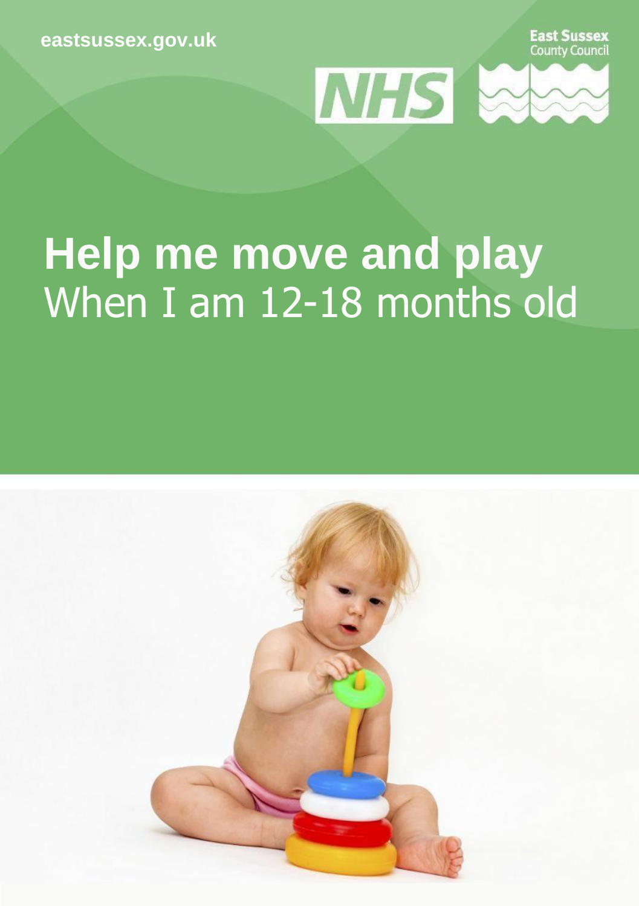eastsussex.gov.uk

East Sussex County Council

# Help me move and play

When I am 12-18 months old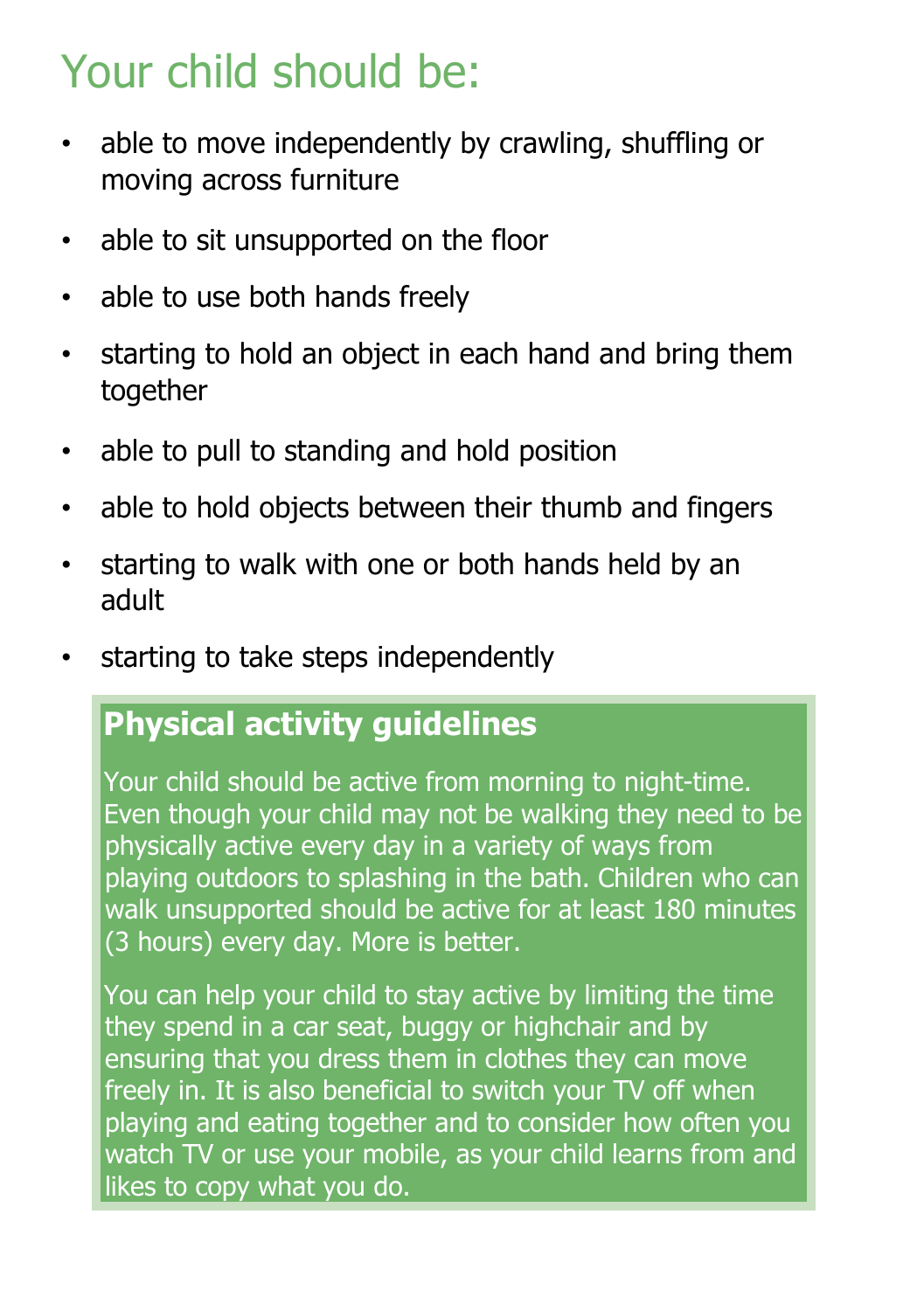# Your child should be:

- able to move independently by crawling, shuffling or moving across furniture
- able to sit unsupported on the floor
- able to use both hands freely
- starting to hold an object in each hand and bring them together
- able to pull to standing and hold position
- able to hold objects between their thumb and fingers
- starting to walk with one or both hands held by an adult
- starting to take steps independently

## Physical activity guidelines

Your child should be active from morning to night-time. Even though your child may not be walking they need to be physically active every day in a variety of ways from playing outdoors to splashing in the bath. Children who can walk unsupported should be active for at least 180 minutes (3 hours) every day. More is better.

You can help your child to stay active by limiting the time they spend in a car seat, buggy or highchair and by ensuring that you dress them in clothes they can move freely in. It is also beneficial to switch your TV off when playing and eating together and to consider how often you watch TV or use your mobile, as your child learns from and likes to copy what you do.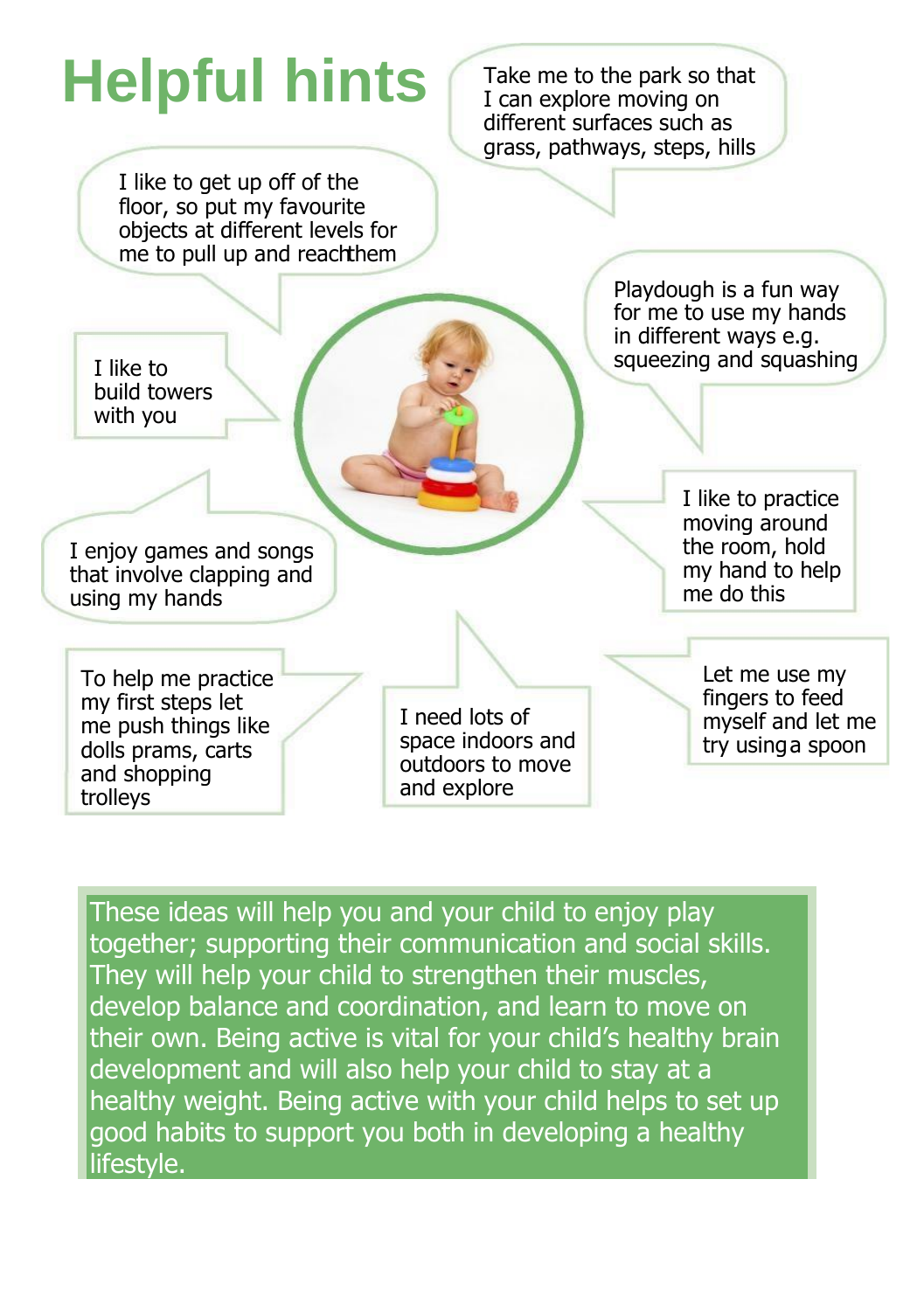# Helpful hints

Take me to the park so that I can explore moving on different surfaces such as grass, pathways, steps, hills

I like to get up off of the floor, so put my favourite objects at different levels for me to pull up and reach them

Playdough is a fun way for me to use my hands in different ways e.g. squeezing and squashing

I like to build towers with you

I like to practice moving around the room, hold my hand to help me do this

I enjoy games and songs that involve clapping and using my hands

To help me practice my first steps let me push things like dolls prams, carts and shopping trolleys

I need lots of space indoors and outdoors to move and explore

Let me use my fingers to feed myself and let me try using a spoon

These ideas will help you and your child to enjoy play together; supporting their communication and social skills. They will help your child to strengthen their muscles, develop balance and coordination, and learn to move on their own. Being active is vital for your child's healthy brain development and will also help your child to stay at a healthy weight. Being active with your child helps to set up good habits to support you both in developing a healthy lifestyle.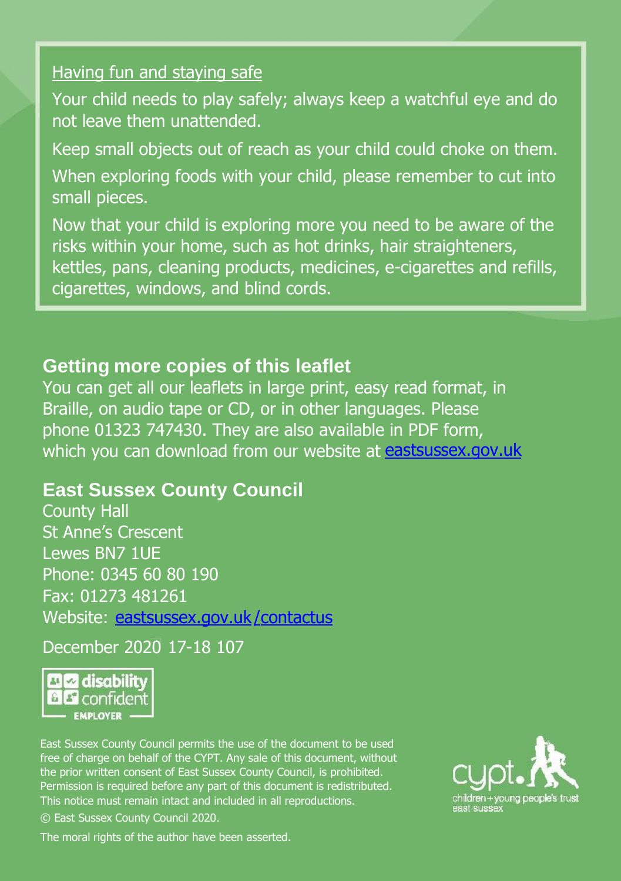<u>Having fun and staying safe</u>

Your child needs to play safely; always keep a watchful eye and do not leave them unattended.

Keep small objects out of reach as your child could choke on them.

When exploring foods with your child, please remember to cut into small pieces.

Now that your child is exploring more you need to be aware of the risks within your home, such as hot drinks, hair straighteners, kettles, pans, cleaning products, medicines, e-cigarettes and refills, cigarettes, windows, and blind cords.

## Getting more copies of this leaflet

You can get all our leaflets in large print, easy read format, in Braille, on audio tape or CD, or in other languages. Please phone 01323 747430. They are also available in PDF form, which you can download from our website at [eastsussex.gov.uk](eastsussex.gov.uk)

## East Sussex County Council

County Hall
St Anne's Crescent
Lewes BN7 1UE
Phone: 0345 60 80 190
Fax: 01273 481261
Website: [eastsussex.gov.uk/contactus](eastsussex.gov.uk/contactus)

December 2020 17-18 107

disability confident EMPLOYER

East Sussex County Council permits the use of the document to be used free of charge on behalf of the CYPT. Any sale of this document, without the prior written consent of East Sussex County Council, is prohibited. Permission is required before any part of this document is redistributed. This notice must remain intact and included in all reproductions.

© East Sussex County Council 2020.

The moral rights of the author have been asserted.

cypt. children+young people's trust east sussex